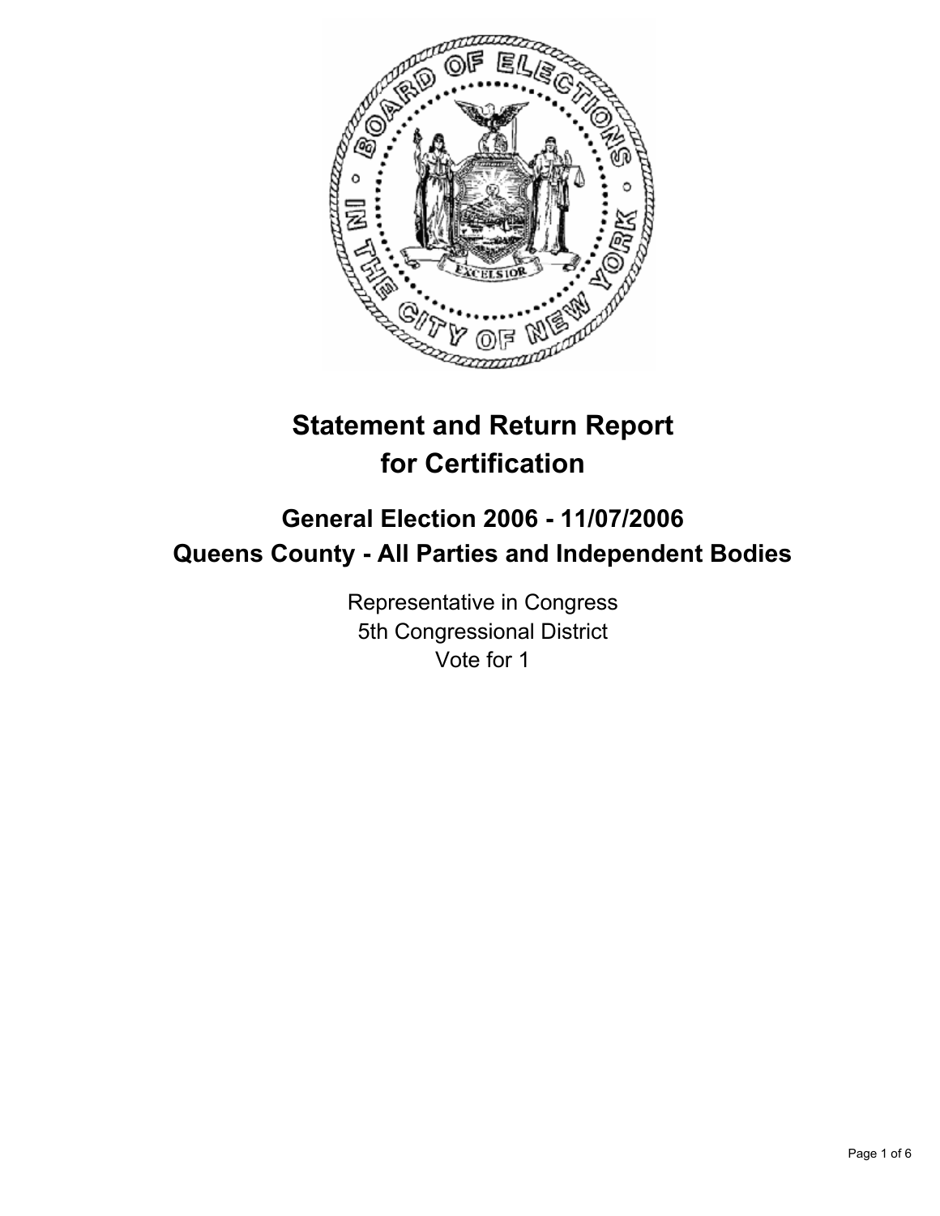# Statement and Return Report for Certification

## General Election 2006 - 11/07/2006
## Queens County - All Parties and Independent Bodies

Representative in Congress
5th Congressional District
Vote for 1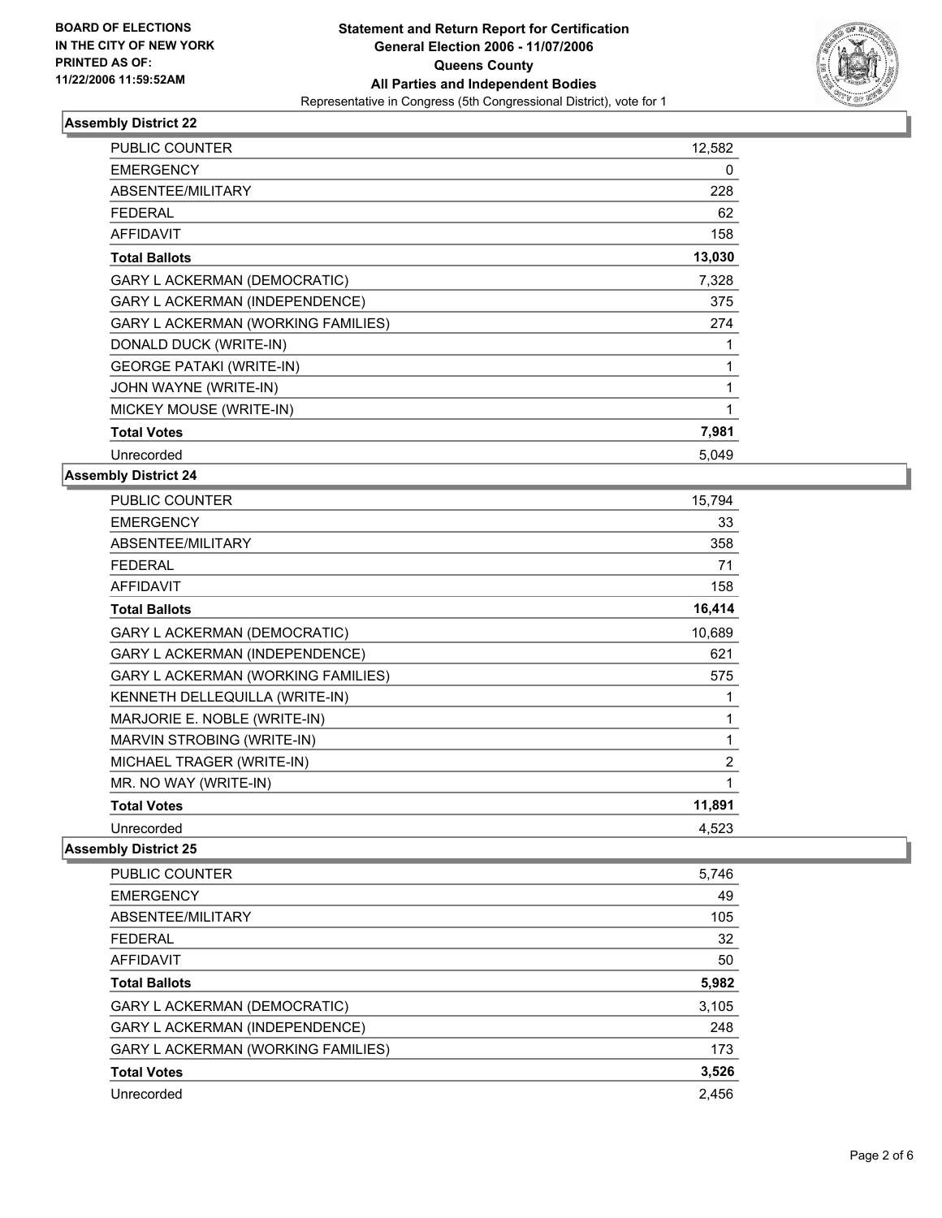**BOARD OF ELECTIONS IN THE CITY OF NEW YORK**
**PRINTED AS OF: 11/22/2006 11:59:52AM**

# Statement and Return Report for Certification
## General Election 2006 - 11/07/2006
## Queens County
## All Parties and Independent Bodies

Representative in Congress (5th Congressional District), vote for 1

### Assembly District 22

| | |
|---|---|
| PUBLIC COUNTER | 12,582 |
| EMERGENCY | 0 |
| ABSENTEE/MILITARY | 228 |
| FEDERAL | 62 |
| AFFIDAVIT | 158 |
| **Total Ballots** | **13,030** |
| GARY L ACKERMAN (DEMOCRATIC) | 7,328 |
| GARY L ACKERMAN (INDEPENDENCE) | 375 |
| GARY L ACKERMAN (WORKING FAMILIES) | 274 |
| DONALD DUCK (WRITE-IN) | 1 |
| GEORGE PATAKI (WRITE-IN) | 1 |
| JOHN WAYNE (WRITE-IN) | 1 |
| MICKEY MOUSE (WRITE-IN) | 1 |
| **Total Votes** | **7,981** |
| Unrecorded | 5,049 |

### Assembly District 24

| | |
|---|---|
| PUBLIC COUNTER | 15,794 |
| EMERGENCY | 33 |
| ABSENTEE/MILITARY | 358 |
| FEDERAL | 71 |
| AFFIDAVIT | 158 |
| **Total Ballots** | **16,414** |
| GARY L ACKERMAN (DEMOCRATIC) | 10,689 |
| GARY L ACKERMAN (INDEPENDENCE) | 621 |
| GARY L ACKERMAN (WORKING FAMILIES) | 575 |
| KENNETH DELLEQUILLA (WRITE-IN) | 1 |
| MARJORIE E. NOBLE (WRITE-IN) | 1 |
| MARVIN STROBING (WRITE-IN) | 1 |
| MICHAEL TRAGER (WRITE-IN) | 2 |
| MR. NO WAY (WRITE-IN) | 1 |
| **Total Votes** | **11,891** |
| Unrecorded | 4,523 |

### Assembly District 25

| | |
|---|---|
| PUBLIC COUNTER | 5,746 |
| EMERGENCY | 49 |
| ABSENTEE/MILITARY | 105 |
| FEDERAL | 32 |
| AFFIDAVIT | 50 |
| **Total Ballots** | **5,982** |
| GARY L ACKERMAN (DEMOCRATIC) | 3,105 |
| GARY L ACKERMAN (INDEPENDENCE) | 248 |
| GARY L ACKERMAN (WORKING FAMILIES) | 173 |
| **Total Votes** | **3,526** |
| Unrecorded | 2,456 |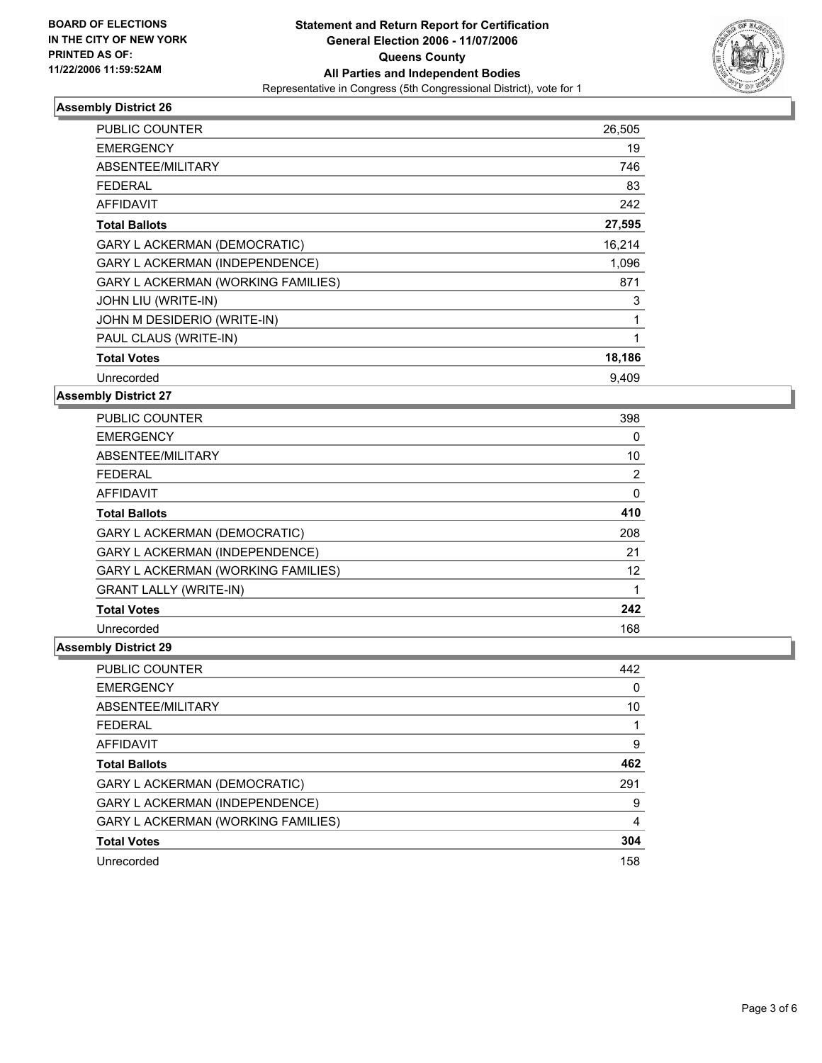**BOARD OF ELECTIONS IN THE CITY OF NEW YORK PRINTED AS OF: 11/22/2006 11:59:52AM**

# Statement and Return Report for Certification
## General Election 2006 - 11/07/2006
## Queens County
## All Parties and Independent Bodies
Representative in Congress (5th Congressional District), vote for 1

### Assembly District 26

| | |
|---|---|
| PUBLIC COUNTER | 26,505 |
| EMERGENCY | 19 |
| ABSENTEE/MILITARY | 746 |
| FEDERAL | 83 |
| AFFIDAVIT | 242 |
| **Total Ballots** | **27,595** |
| GARY L ACKERMAN (DEMOCRATIC) | 16,214 |
| GARY L ACKERMAN (INDEPENDENCE) | 1,096 |
| GARY L ACKERMAN (WORKING FAMILIES) | 871 |
| JOHN LIU (WRITE-IN) | 3 |
| JOHN M DESIDERIO (WRITE-IN) | 1 |
| PAUL CLAUS (WRITE-IN) | 1 |
| **Total Votes** | **18,186** |
| Unrecorded | 9,409 |

### Assembly District 27

| | |
|---|---|
| PUBLIC COUNTER | 398 |
| EMERGENCY | 0 |
| ABSENTEE/MILITARY | 10 |
| FEDERAL | 2 |
| AFFIDAVIT | 0 |
| **Total Ballots** | **410** |
| GARY L ACKERMAN (DEMOCRATIC) | 208 |
| GARY L ACKERMAN (INDEPENDENCE) | 21 |
| GARY L ACKERMAN (WORKING FAMILIES) | 12 |
| GRANT LALLY (WRITE-IN) | 1 |
| **Total Votes** | **242** |
| Unrecorded | 168 |

### Assembly District 29

| | |
|---|---|
| PUBLIC COUNTER | 442 |
| EMERGENCY | 0 |
| ABSENTEE/MILITARY | 10 |
| FEDERAL | 1 |
| AFFIDAVIT | 9 |
| **Total Ballots** | **462** |
| GARY L ACKERMAN (DEMOCRATIC) | 291 |
| GARY L ACKERMAN (INDEPENDENCE) | 9 |
| GARY L ACKERMAN (WORKING FAMILIES) | 4 |
| **Total Votes** | **304** |
| Unrecorded | 158 |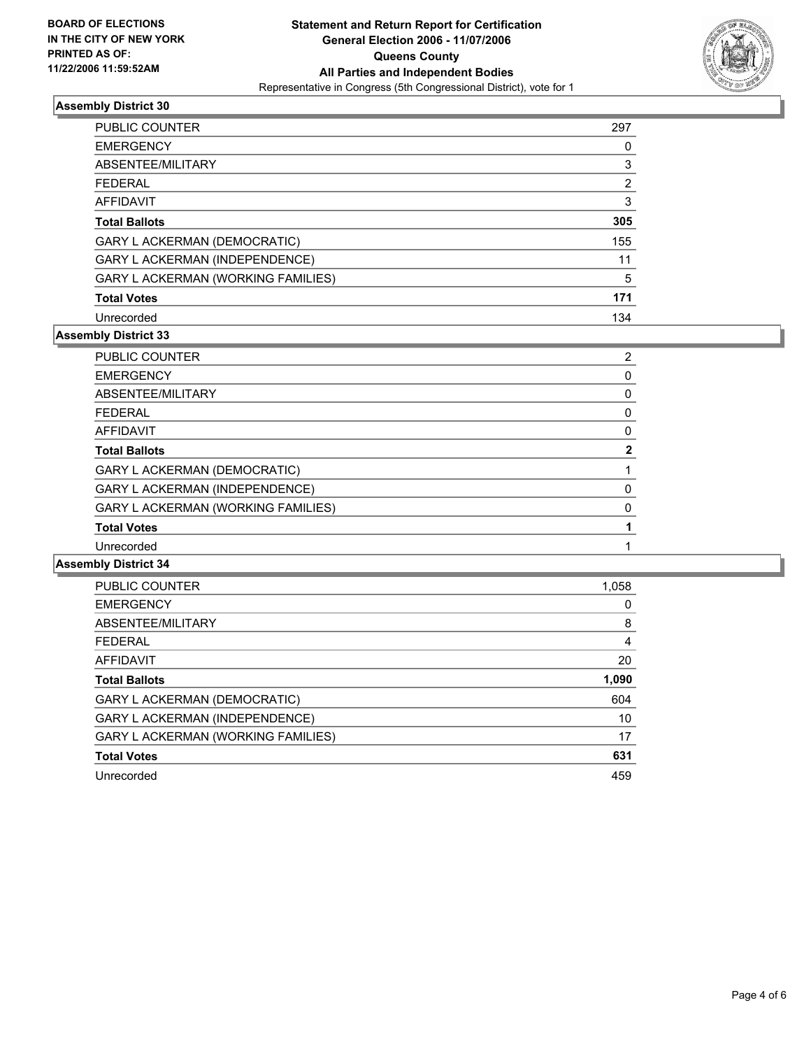BOARD OF ELECTIONS
IN THE CITY OF NEW YORK
PRINTED AS OF:
11/22/2006 11:59:52AM

**Statement and Return Report for Certification**
**General Election 2006 - 11/07/2006**
**Queens County**
**All Parties and Independent Bodies**
Representative in Congress (5th Congressional District), vote for 1

### Assembly District 30

| | |
|---|---|
| PUBLIC COUNTER | 297 |
| EMERGENCY | 0 |
| ABSENTEE/MILITARY | 3 |
| FEDERAL | 2 |
| AFFIDAVIT | 3 |
| **Total Ballots** | **305** |
| GARY L ACKERMAN (DEMOCRATIC) | 155 |
| GARY L ACKERMAN (INDEPENDENCE) | 11 |
| GARY L ACKERMAN (WORKING FAMILIES) | 5 |
| **Total Votes** | **171** |
| Unrecorded | 134 |

### Assembly District 33

| | |
|---|---|
| PUBLIC COUNTER | 2 |
| EMERGENCY | 0 |
| ABSENTEE/MILITARY | 0 |
| FEDERAL | 0 |
| AFFIDAVIT | 0 |
| **Total Ballots** | **2** |
| GARY L ACKERMAN (DEMOCRATIC) | 1 |
| GARY L ACKERMAN (INDEPENDENCE) | 0 |
| GARY L ACKERMAN (WORKING FAMILIES) | 0 |
| **Total Votes** | **1** |
| Unrecorded | 1 |

### Assembly District 34

| | |
|---|---|
| PUBLIC COUNTER | 1,058 |
| EMERGENCY | 0 |
| ABSENTEE/MILITARY | 8 |
| FEDERAL | 4 |
| AFFIDAVIT | 20 |
| **Total Ballots** | **1,090** |
| GARY L ACKERMAN (DEMOCRATIC) | 604 |
| GARY L ACKERMAN (INDEPENDENCE) | 10 |
| GARY L ACKERMAN (WORKING FAMILIES) | 17 |
| **Total Votes** | **631** |
| Unrecorded | 459 |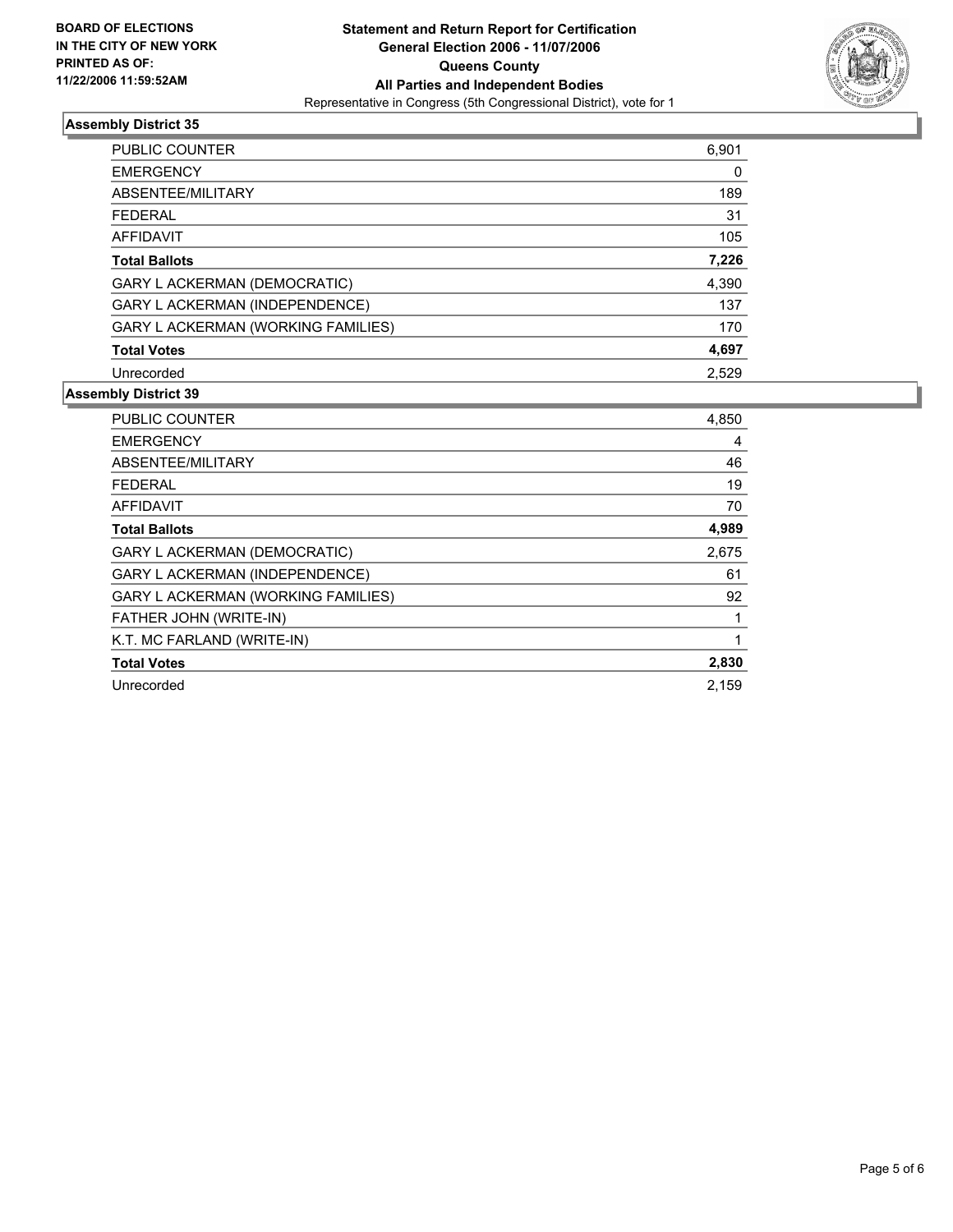**BOARD OF ELECTIONS IN THE CITY OF NEW YORK PRINTED AS OF: 11/22/2006 11:59:52AM**

## Statement and Return Report for Certification
## General Election 2006 - 11/07/2006
## Queens County
## All Parties and Independent Bodies

Representative in Congress (5th Congressional District), vote for 1

### Assembly District 35

| | |
|---|---|
| PUBLIC COUNTER | 6,901 |
| EMERGENCY | 0 |
| ABSENTEE/MILITARY | 189 |
| FEDERAL | 31 |
| AFFIDAVIT | 105 |
| **Total Ballots** | **7,226** |
| GARY L ACKERMAN (DEMOCRATIC) | 4,390 |
| GARY L ACKERMAN (INDEPENDENCE) | 137 |
| GARY L ACKERMAN (WORKING FAMILIES) | 170 |
| **Total Votes** | **4,697** |
| Unrecorded | 2,529 |

### Assembly District 39

| | |
|---|---|
| PUBLIC COUNTER | 4,850 |
| EMERGENCY | 4 |
| ABSENTEE/MILITARY | 46 |
| FEDERAL | 19 |
| AFFIDAVIT | 70 |
| **Total Ballots** | **4,989** |
| GARY L ACKERMAN (DEMOCRATIC) | 2,675 |
| GARY L ACKERMAN (INDEPENDENCE) | 61 |
| GARY L ACKERMAN (WORKING FAMILIES) | 92 |
| FATHER JOHN (WRITE-IN) | 1 |
| K.T. MC FARLAND (WRITE-IN) | 1 |
| **Total Votes** | **2,830** |
| Unrecorded | 2,159 |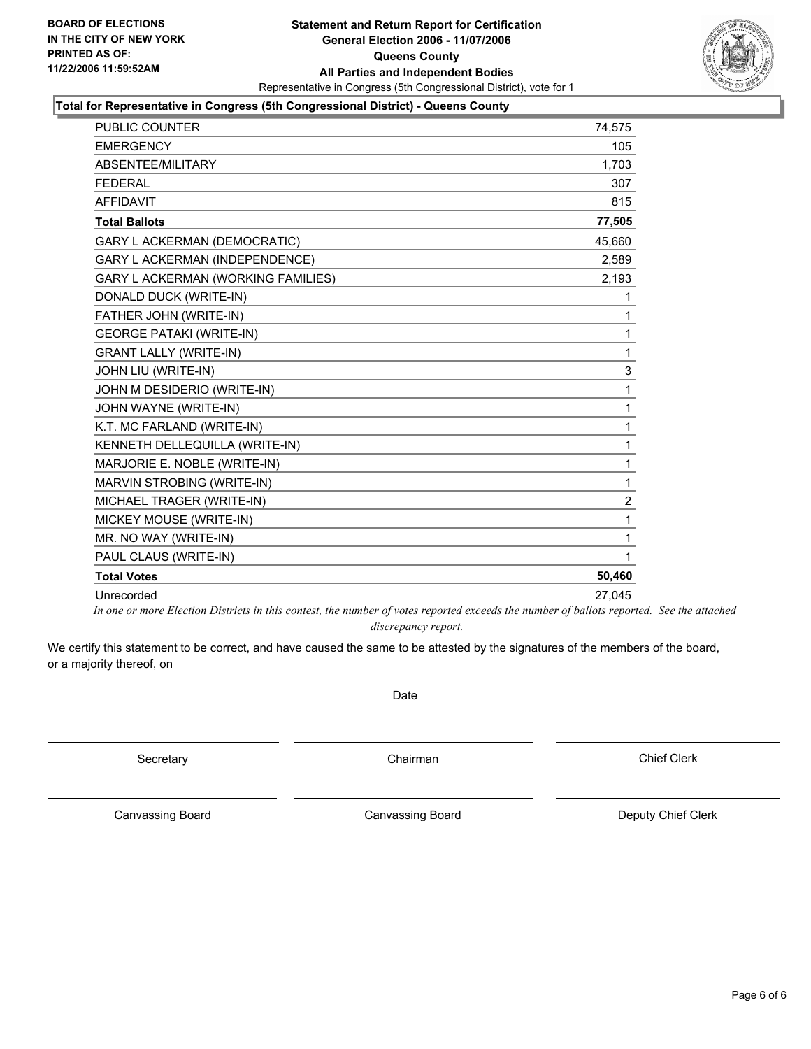**BOARD OF ELECTIONS IN THE CITY OF NEW YORK PRINTED AS OF: 11/22/2006 11:59:52AM**

# Statement and Return Report for Certification
## General Election 2006 - 11/07/2006
## Queens County
## All Parties and Independent Bodies

Representative in Congress (5th Congressional District), vote for 1

### Total for Representative in Congress (5th Congressional District) - Queens County

| | |
|---|---|
| PUBLIC COUNTER | 74,575 |
| EMERGENCY | 105 |
| ABSENTEE/MILITARY | 1,703 |
| FEDERAL | 307 |
| AFFIDAVIT | 815 |
| **Total Ballots** | **77,505** |
| GARY L ACKERMAN (DEMOCRATIC) | 45,660 |
| GARY L ACKERMAN (INDEPENDENCE) | 2,589 |
| GARY L ACKERMAN (WORKING FAMILIES) | 2,193 |
| DONALD DUCK (WRITE-IN) | 1 |
| FATHER JOHN (WRITE-IN) | 1 |
| GEORGE PATAKI (WRITE-IN) | 1 |
| GRANT LALLY (WRITE-IN) | 1 |
| JOHN LIU (WRITE-IN) | 3 |
| JOHN M DESIDERIO (WRITE-IN) | 1 |
| JOHN WAYNE (WRITE-IN) | 1 |
| K.T. MC FARLAND (WRITE-IN) | 1 |
| KENNETH DELLEQUILLA (WRITE-IN) | 1 |
| MARJORIE E. NOBLE (WRITE-IN) | 1 |
| MARVIN STROBING (WRITE-IN) | 1 |
| MICHAEL TRAGER (WRITE-IN) | 2 |
| MICKEY MOUSE (WRITE-IN) | 1 |
| MR. NO WAY (WRITE-IN) | 1 |
| PAUL CLAUS (WRITE-IN) | 1 |
| **Total Votes** | **50,460** |
| Unrecorded | 27,045 |

*In one or more Election Districts in this contest, the number of votes reported exceeds the number of ballots reported. See the attached discrepancy report.*

We certify this statement to be correct, and have caused the same to be attested by the signatures of the members of the board, or a majority thereof, on

Date

| | | |
|---|---|---|
| Secretary | Chairman | Chief Clerk |
| Canvassing Board | Canvassing Board | Deputy Chief Clerk |